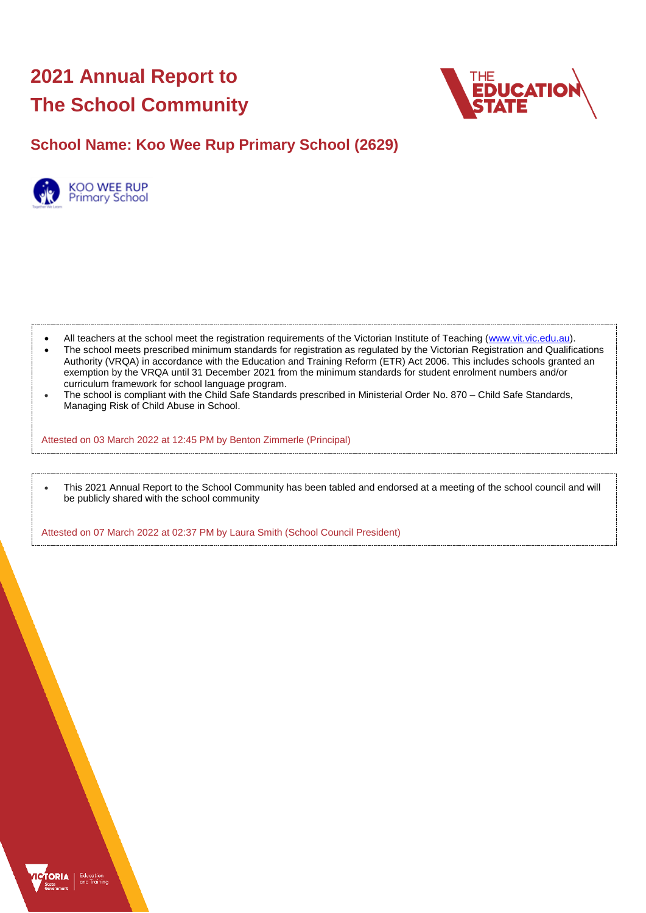# 2021 Annual Report to The School Community

## School Name: Koo Wee Rup Primary School (2629)

- All teachers at the school meet the registration requirements of the Victorian Institute of Teaching (www.vit.vic.edu.au).
- The school meets prescribed minimum standards for registration as regulated by the Victorian Registration and Qualifications Authority (VRQA) in accordance with the Education and Training Reform (ETR) Act 2006. This includes schools granted an exemption by the VRQA until 31 December 2021 from the minimum standards for student enrolment numbers and/or curriculum framework for school language program.
- The school is compliant with the Child Safe Standards prescribed in Ministerial Order No. 870 – Child Safe Standards, Managing Risk of Child Abuse in School.

Attested on 03 March 2022 at 12:45 PM by Benton Zimmerle (Principal)

- This 2021 Annual Report to the School Community has been tabled and endorsed at a meeting of the school council and will be publicly shared with the school community

Attested on 07 March 2022 at 02:37 PM by Laura Smith (School Council President)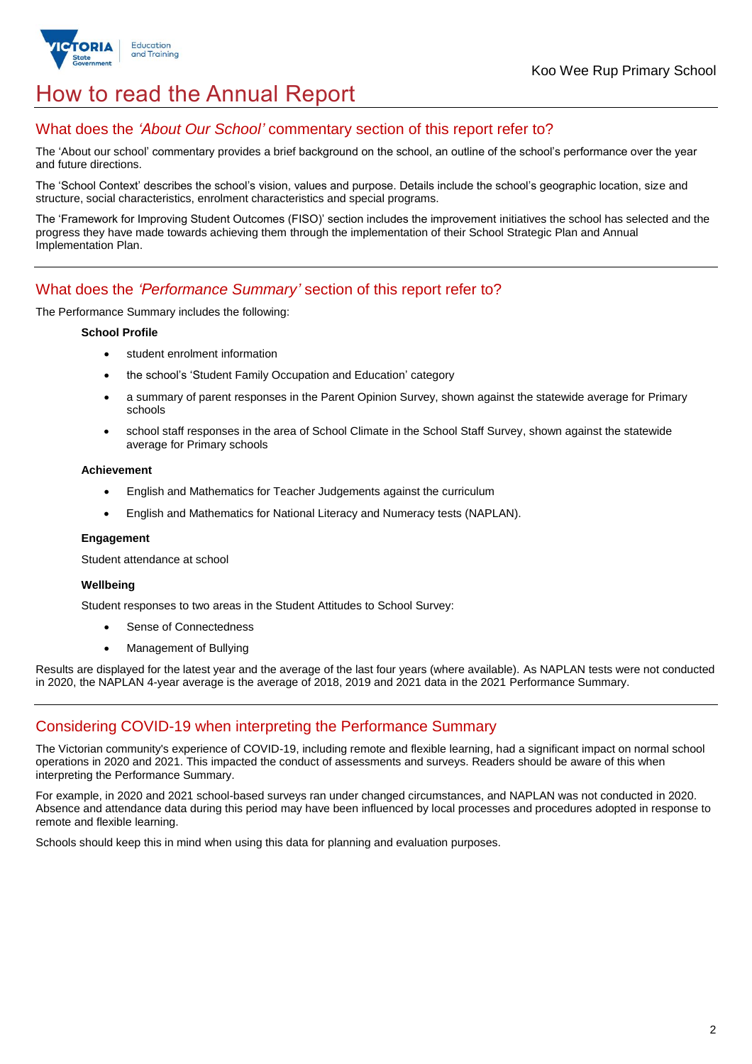# How to read the Annual Report

## What does the *'About Our School'* commentary section of this report refer to?

The 'About our school' commentary provides a brief background on the school, an outline of the school's performance over the year and future directions.

The 'School Context' describes the school's vision, values and purpose. Details include the school's geographic location, size and structure, social characteristics, enrolment characteristics and special programs.

The 'Framework for Improving Student Outcomes (FISO)' section includes the improvement initiatives the school has selected and the progress they have made towards achieving them through the implementation of their School Strategic Plan and Annual Implementation Plan.

## What does the *'Performance Summary'* section of this report refer to?

The Performance Summary includes the following:

**School Profile**

- student enrolment information
- the school's 'Student Family Occupation and Education' category
- a summary of parent responses in the Parent Opinion Survey, shown against the statewide average for Primary schools
- school staff responses in the area of School Climate in the School Staff Survey, shown against the statewide average for Primary schools

**Achievement**

- English and Mathematics for Teacher Judgements against the curriculum
- English and Mathematics for National Literacy and Numeracy tests (NAPLAN).

**Engagement**

Student attendance at school

**Wellbeing**

Student responses to two areas in the Student Attitudes to School Survey:

- Sense of Connectedness
- Management of Bullying

Results are displayed for the latest year and the average of the last four years (where available). As NAPLAN tests were not conducted in 2020, the NAPLAN 4-year average is the average of 2018, 2019 and 2021 data in the 2021 Performance Summary.

## Considering COVID-19 when interpreting the Performance Summary

The Victorian community's experience of COVID-19, including remote and flexible learning, had a significant impact on normal school operations in 2020 and 2021. This impacted the conduct of assessments and surveys. Readers should be aware of this when interpreting the Performance Summary.

For example, in 2020 and 2021 school-based surveys ran under changed circumstances, and NAPLAN was not conducted in 2020. Absence and attendance data during this period may have been influenced by local processes and procedures adopted in response to remote and flexible learning.

Schools should keep this in mind when using this data for planning and evaluation purposes.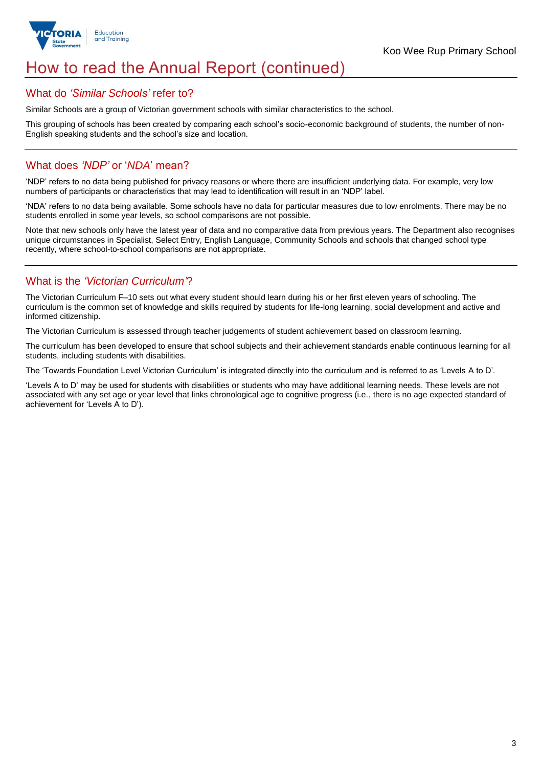# How to read the Annual Report (continued)

## What do *'Similar Schools'* refer to?

Similar Schools are a group of Victorian government schools with similar characteristics to the school.

This grouping of schools has been created by comparing each school's socio-economic background of students, the number of non-English speaking students and the school's size and location.

## What does *'NDP'* or '*NDA*' mean?

'NDP' refers to no data being published for privacy reasons or where there are insufficient underlying data. For example, very low numbers of participants or characteristics that may lead to identification will result in an 'NDP' label.

'NDA' refers to no data being available. Some schools have no data for particular measures due to low enrolments. There may be no students enrolled in some year levels, so school comparisons are not possible.

Note that new schools only have the latest year of data and no comparative data from previous years. The Department also recognises unique circumstances in Specialist, Select Entry, English Language, Community Schools and schools that changed school type recently, where school-to-school comparisons are not appropriate.

## What is the *'Victorian Curriculum'*?

The Victorian Curriculum F–10 sets out what every student should learn during his or her first eleven years of schooling. The curriculum is the common set of knowledge and skills required by students for life-long learning, social development and active and informed citizenship.

The Victorian Curriculum is assessed through teacher judgements of student achievement based on classroom learning.

The curriculum has been developed to ensure that school subjects and their achievement standards enable continuous learning for all students, including students with disabilities.

The 'Towards Foundation Level Victorian Curriculum' is integrated directly into the curriculum and is referred to as 'Levels A to D'.

'Levels A to D' may be used for students with disabilities or students who may have additional learning needs. These levels are not associated with any set age or year level that links chronological age to cognitive progress (i.e., there is no age expected standard of achievement for 'Levels A to D').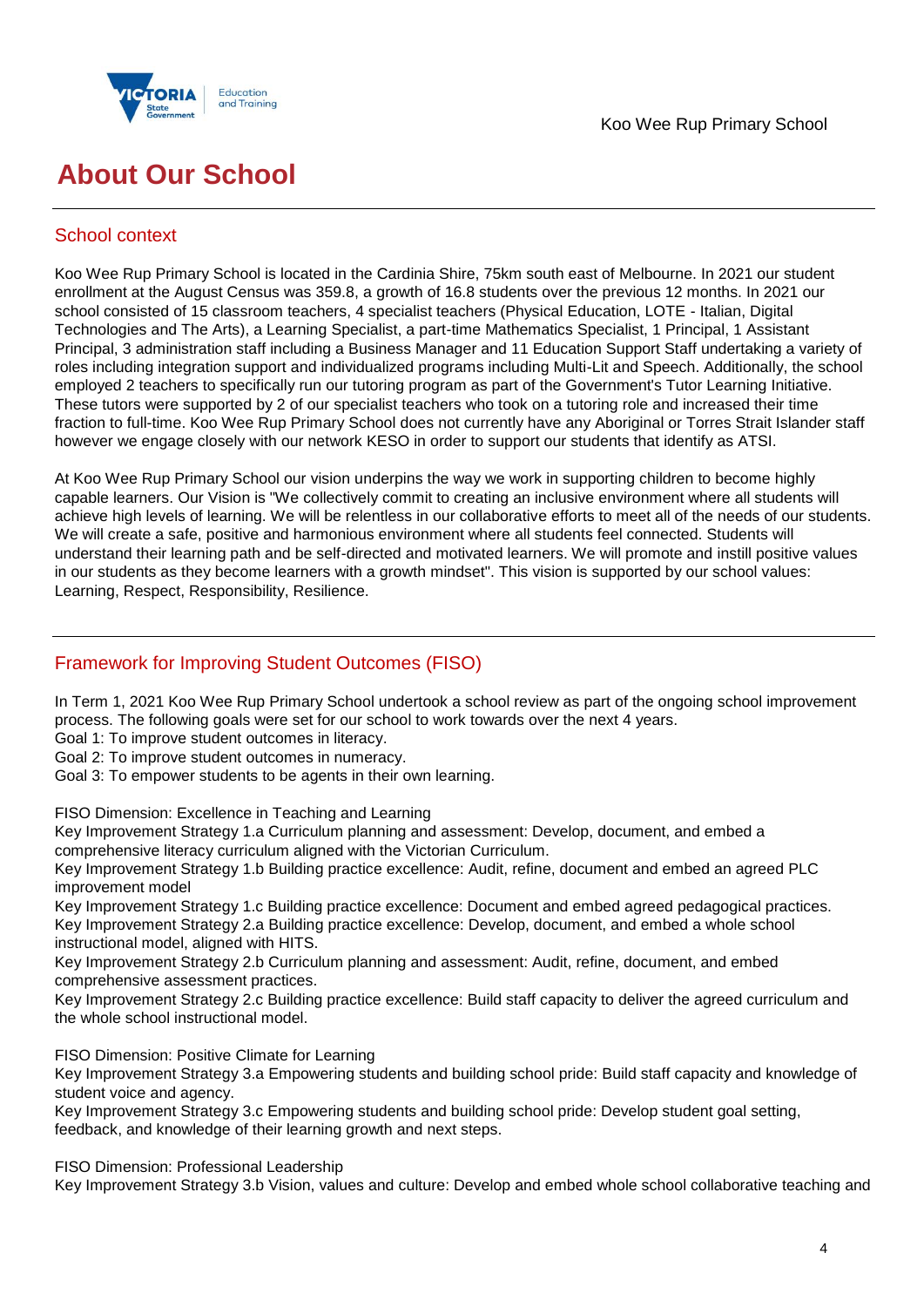# About Our School

## School context

Koo Wee Rup Primary School is located in the Cardinia Shire, 75km south east of Melbourne. In 2021 our student enrollment at the August Census was 359.8, a growth of 16.8 students over the previous 12 months. In 2021 our school consisted of 15 classroom teachers, 4 specialist teachers (Physical Education, LOTE - Italian, Digital Technologies and The Arts), a Learning Specialist, a part-time Mathematics Specialist, 1 Principal, 1 Assistant Principal, 3 administration staff including a Business Manager and 11 Education Support Staff undertaking a variety of roles including integration support and individualized programs including Multi-Lit and Speech. Additionally, the school employed 2 teachers to specifically run our tutoring program as part of the Government's Tutor Learning Initiative. These tutors were supported by 2 of our specialist teachers who took on a tutoring role and increased their time fraction to full-time. Koo Wee Rup Primary School does not currently have any Aboriginal or Torres Strait Islander staff however we engage closely with our network KESO in order to support our students that identify as ATSI.

At Koo Wee Rup Primary School our vision underpins the way we work in supporting children to become highly capable learners. Our Vision is "We collectively commit to creating an inclusive environment where all students will achieve high levels of learning. We will be relentless in our collaborative efforts to meet all of the needs of our students. We will create a safe, positive and harmonious environment where all students feel connected. Students will understand their learning path and be self-directed and motivated learners. We will promote and instill positive values in our students as they become learners with a growth mindset". This vision is supported by our school values: Learning, Respect, Responsibility, Resilience.

## Framework for Improving Student Outcomes (FISO)

In Term 1, 2021 Koo Wee Rup Primary School undertook a school review as part of the ongoing school improvement process. The following goals were set for our school to work towards over the next 4 years.
Goal 1: To improve student outcomes in literacy.
Goal 2: To improve student outcomes in numeracy.
Goal 3: To empower students to be agents in their own learning.

FISO Dimension: Excellence in Teaching and Learning
Key Improvement Strategy 1.a Curriculum planning and assessment: Develop, document, and embed a comprehensive literacy curriculum aligned with the Victorian Curriculum.
Key Improvement Strategy 1.b Building practice excellence: Audit, refine, document and embed an agreed PLC improvement model
Key Improvement Strategy 1.c Building practice excellence: Document and embed agreed pedagogical practices.
Key Improvement Strategy 2.a Building practice excellence: Develop, document, and embed a whole school instructional model, aligned with HITS.
Key Improvement Strategy 2.b Curriculum planning and assessment: Audit, refine, document, and embed comprehensive assessment practices.
Key Improvement Strategy 2.c Building practice excellence: Build staff capacity to deliver the agreed curriculum and the whole school instructional model.

FISO Dimension: Positive Climate for Learning
Key Improvement Strategy 3.a Empowering students and building school pride: Build staff capacity and knowledge of student voice and agency.
Key Improvement Strategy 3.c Empowering students and building school pride: Develop student goal setting, feedback, and knowledge of their learning growth and next steps.

FISO Dimension: Professional Leadership
Key Improvement Strategy 3.b Vision, values and culture: Develop and embed whole school collaborative teaching and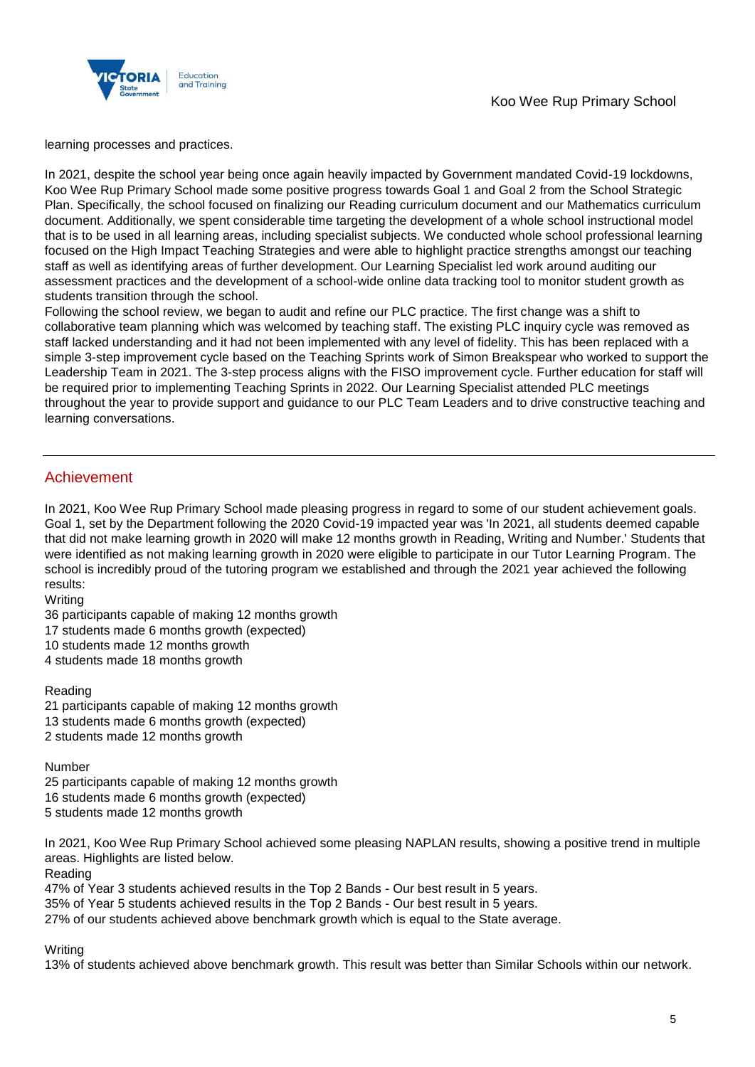learning processes and practices.

In 2021, despite the school year being once again heavily impacted by Government mandated Covid-19 lockdowns, Koo Wee Rup Primary School made some positive progress towards Goal 1 and Goal 2 from the School Strategic Plan. Specifically, the school focused on finalizing our Reading curriculum document and our Mathematics curriculum document. Additionally, we spent considerable time targeting the development of a whole school instructional model that is to be used in all learning areas, including specialist subjects. We conducted whole school professional learning focused on the High Impact Teaching Strategies and were able to highlight practice strengths amongst our teaching staff as well as identifying areas of further development. Our Learning Specialist led work around auditing our assessment practices and the development of a school-wide online data tracking tool to monitor student growth as students transition through the school.

Following the school review, we began to audit and refine our PLC practice. The first change was a shift to collaborative team planning which was welcomed by teaching staff. The existing PLC inquiry cycle was removed as staff lacked understanding and it had not been implemented with any level of fidelity. This has been replaced with a simple 3-step improvement cycle based on the Teaching Sprints work of Simon Breakspear who worked to support the Leadership Team in 2021. The 3-step process aligns with the FISO improvement cycle. Further education for staff will be required prior to implementing Teaching Sprints in 2022. Our Learning Specialist attended PLC meetings throughout the year to provide support and guidance to our PLC Team Leaders and to drive constructive teaching and learning conversations.

## Achievement

In 2021, Koo Wee Rup Primary School made pleasing progress in regard to some of our student achievement goals. Goal 1, set by the Department following the 2020 Covid-19 impacted year was 'In 2021, all students deemed capable that did not make learning growth in 2020 will make 12 months growth in Reading, Writing and Number.' Students that were identified as not making learning growth in 2020 were eligible to participate in our Tutor Learning Program. The school is incredibly proud of the tutoring program we established and through the 2021 year achieved the following results:

Writing
36 participants capable of making 12 months growth
17 students made 6 months growth (expected)
10 students made 12 months growth
4 students made 18 months growth

Reading
21 participants capable of making 12 months growth
13 students made 6 months growth (expected)
2 students made 12 months growth

Number
25 participants capable of making 12 months growth
16 students made 6 months growth (expected)
5 students made 12 months growth

In 2021, Koo Wee Rup Primary School achieved some pleasing NAPLAN results, showing a positive trend in multiple areas. Highlights are listed below.
Reading
47% of Year 3 students achieved results in the Top 2 Bands - Our best result in 5 years.
35% of Year 5 students achieved results in the Top 2 Bands - Our best result in 5 years.
27% of our students achieved above benchmark growth which is equal to the State average.

Writing
13% of students achieved above benchmark growth. This result was better than Similar Schools within our network.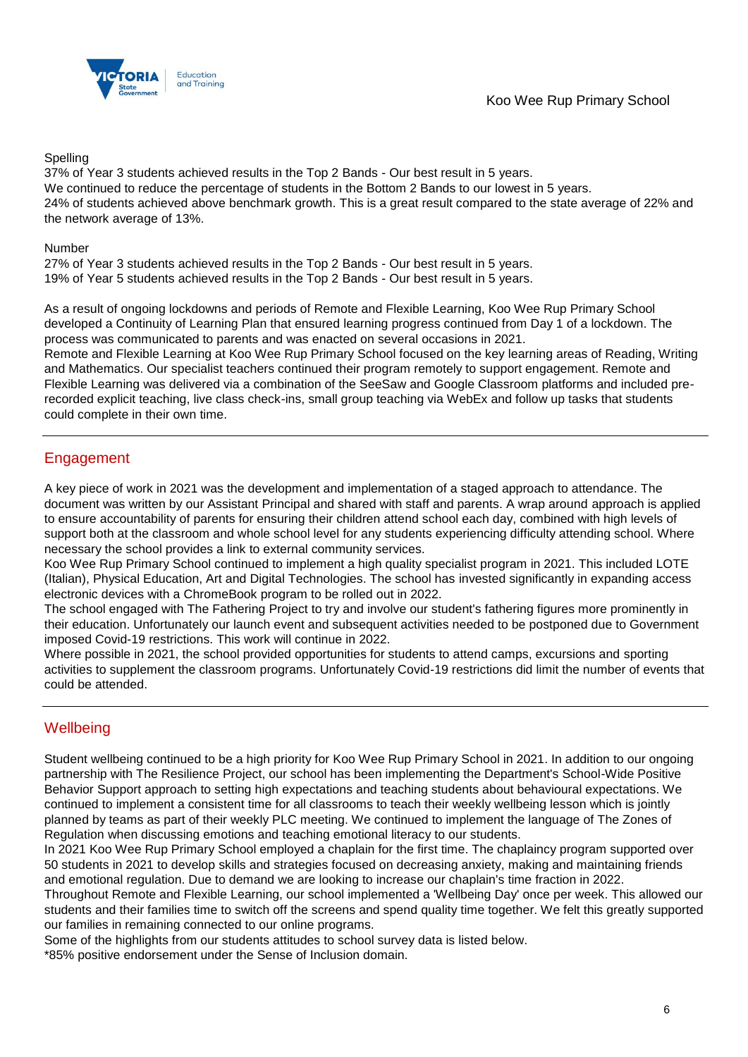Spelling
37% of Year 3 students achieved results in the Top 2 Bands - Our best result in 5 years.
We continued to reduce the percentage of students in the Bottom 2 Bands to our lowest in 5 years.
24% of students achieved above benchmark growth. This is a great result compared to the state average of 22% and the network average of 13%.

Number
27% of Year 3 students achieved results in the Top 2 Bands - Our best result in 5 years.
19% of Year 5 students achieved results in the Top 2 Bands - Our best result in 5 years.

As a result of ongoing lockdowns and periods of Remote and Flexible Learning, Koo Wee Rup Primary School developed a Continuity of Learning Plan that ensured learning progress continued from Day 1 of a lockdown. The process was communicated to parents and was enacted on several occasions in 2021.
Remote and Flexible Learning at Koo Wee Rup Primary School focused on the key learning areas of Reading, Writing and Mathematics. Our specialist teachers continued their program remotely to support engagement. Remote and Flexible Learning was delivered via a combination of the SeeSaw and Google Classroom platforms and included pre-recorded explicit teaching, live class check-ins, small group teaching via WebEx and follow up tasks that students could complete in their own time.

## Engagement

A key piece of work in 2021 was the development and implementation of a staged approach to attendance. The document was written by our Assistant Principal and shared with staff and parents. A wrap around approach is applied to ensure accountability of parents for ensuring their children attend school each day, combined with high levels of support both at the classroom and whole school level for any students experiencing difficulty attending school. Where necessary the school provides a link to external community services.
Koo Wee Rup Primary School continued to implement a high quality specialist program in 2021. This included LOTE (Italian), Physical Education, Art and Digital Technologies. The school has invested significantly in expanding access electronic devices with a ChromeBook program to be rolled out in 2022.
The school engaged with The Fathering Project to try and involve our student's fathering figures more prominently in their education. Unfortunately our launch event and subsequent activities needed to be postponed due to Government imposed Covid-19 restrictions. This work will continue in 2022.
Where possible in 2021, the school provided opportunities for students to attend camps, excursions and sporting activities to supplement the classroom programs. Unfortunately Covid-19 restrictions did limit the number of events that could be attended.

## Wellbeing

Student wellbeing continued to be a high priority for Koo Wee Rup Primary School in 2021. In addition to our ongoing partnership with The Resilience Project, our school has been implementing the Department's School-Wide Positive Behavior Support approach to setting high expectations and teaching students about behavioural expectations. We continued to implement a consistent time for all classrooms to teach their weekly wellbeing lesson which is jointly planned by teams as part of their weekly PLC meeting. We continued to implement the language of The Zones of Regulation when discussing emotions and teaching emotional literacy to our students.
In 2021 Koo Wee Rup Primary School employed a chaplain for the first time. The chaplaincy program supported over 50 students in 2021 to develop skills and strategies focused on decreasing anxiety, making and maintaining friends and emotional regulation. Due to demand we are looking to increase our chaplain's time fraction in 2022.
Throughout Remote and Flexible Learning, our school implemented a 'Wellbeing Day' once per week. This allowed our students and their families time to switch off the screens and spend quality time together. We felt this greatly supported our families in remaining connected to our online programs.
Some of the highlights from our students attitudes to school survey data is listed below.
*85% positive endorsement under the Sense of Inclusion domain.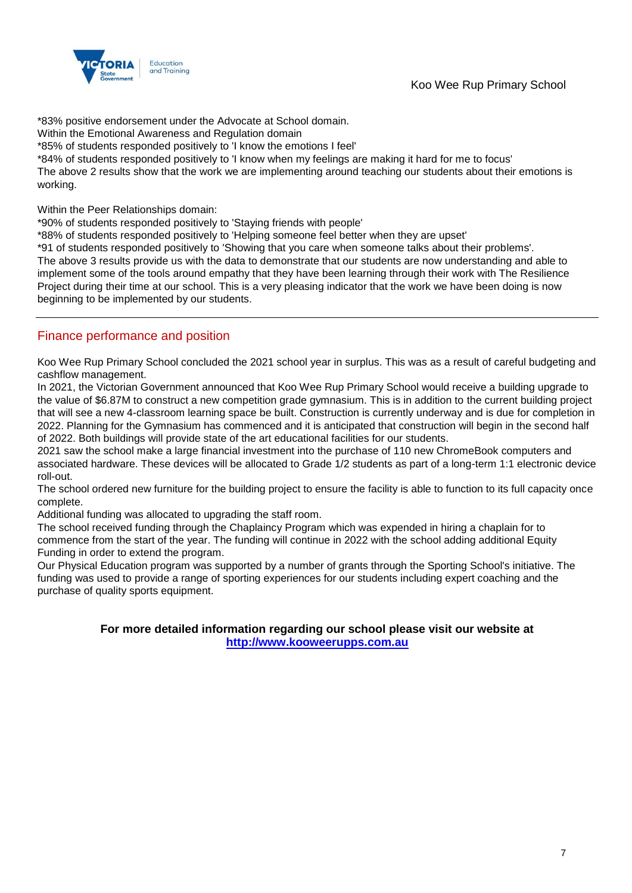*83% positive endorsement under the Advocate at School domain.
Within the Emotional Awareness and Regulation domain
*85% of students responded positively to 'I know the emotions I feel'
*84% of students responded positively to 'I know when my feelings are making it hard for me to focus'
The above 2 results show that the work we are implementing around teaching our students about their emotions is working.

Within the Peer Relationships domain:
*90% of students responded positively to 'Staying friends with people'
*88% of students responded positively to 'Helping someone feel better when they are upset'
*91 of students responded positively to 'Showing that you care when someone talks about their problems'.
The above 3 results provide us with the data to demonstrate that our students are now understanding and able to implement some of the tools around empathy that they have been learning through their work with The Resilience Project during their time at our school. This is a very pleasing indicator that the work we have been doing is now beginning to be implemented by our students.

## Finance performance and position

Koo Wee Rup Primary School concluded the 2021 school year in surplus. This was as a result of careful budgeting and cashflow management.
In 2021, the Victorian Government announced that Koo Wee Rup Primary School would receive a building upgrade to the value of $6.87M to construct a new competition grade gymnasium. This is in addition to the current building project that will see a new 4-classroom learning space be built. Construction is currently underway and is due for completion in 2022. Planning for the Gymnasium has commenced and it is anticipated that construction will begin in the second half of 2022. Both buildings will provide state of the art educational facilities for our students.
2021 saw the school make a large financial investment into the purchase of 110 new ChromeBook computers and associated hardware. These devices will be allocated to Grade 1/2 students as part of a long-term 1:1 electronic device roll-out.
The school ordered new furniture for the building project to ensure the facility is able to function to its full capacity once complete.
Additional funding was allocated to upgrading the staff room.
The school received funding through the Chaplaincy Program which was expended in hiring a chaplain for to commence from the start of the year. The funding will continue in 2022 with the school adding additional Equity Funding in order to extend the program.
Our Physical Education program was supported by a number of grants through the Sporting School's initiative. The funding was used to provide a range of sporting experiences for our students including expert coaching and the purchase of quality sports equipment.

**For more detailed information regarding our school please visit our website at**
**[http://www.kooweerupps.com.au](http://www.kooweerupps.com.au)**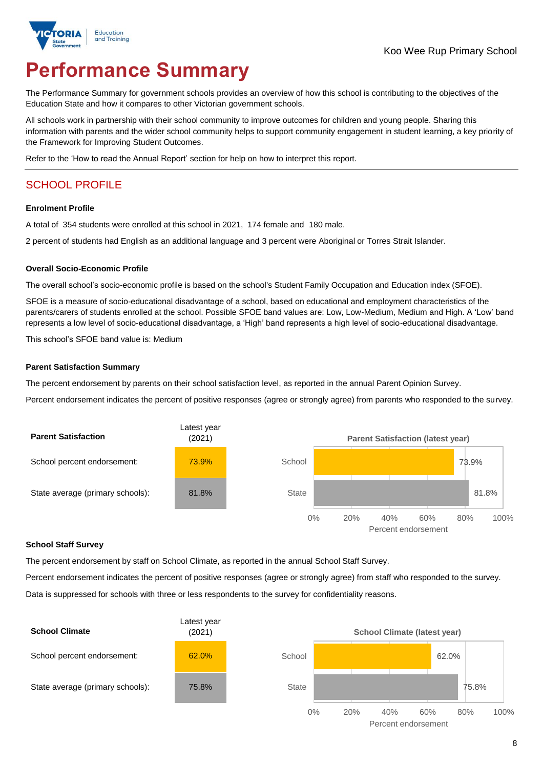Koo Wee Rup Primary School

# Performance Summary

The Performance Summary for government schools provides an overview of how this school is contributing to the objectives of the Education State and how it compares to other Victorian government schools.

All schools work in partnership with their school community to improve outcomes for children and young people. Sharing this information with parents and the wider school community helps to support community engagement in student learning, a key priority of the Framework for Improving Student Outcomes.

Refer to the 'How to read the Annual Report' section for help on how to interpret this report.

## SCHOOL PROFILE

### Enrolment Profile

A total of 354 students were enrolled at this school in 2021, 174 female and 180 male.

2 percent of students had English as an additional language and 3 percent were Aboriginal or Torres Strait Islander.

### Overall Socio-Economic Profile

The overall school's socio-economic profile is based on the school's Student Family Occupation and Education index (SFOE).

SFOE is a measure of socio-educational disadvantage of a school, based on educational and employment characteristics of the parents/carers of students enrolled at the school. Possible SFOE band values are: Low, Low-Medium, Medium and High. A 'Low' band represents a low level of socio-educational disadvantage, a 'High' band represents a high level of socio-educational disadvantage.

This school's SFOE band value is: Medium

### Parent Satisfaction Summary

The percent endorsement by parents on their school satisfaction level, as reported in the annual Parent Opinion Survey.

Percent endorsement indicates the percent of positive responses (agree or strongly agree) from parents who responded to the survey.

| Parent Satisfaction | Latest year (2021) |
|---|---|
| School percent endorsement: | 73.9% |
| State average (primary schools): | 81.8% |

### School Staff Survey

The percent endorsement by staff on School Climate, as reported in the annual School Staff Survey.

Percent endorsement indicates the percent of positive responses (agree or strongly agree) from staff who responded to the survey.

Data is suppressed for schools with three or less respondents to the survey for confidentiality reasons.

| School Climate | Latest year (2021) |
|---|---|
| School percent endorsement: | 62.0% |
| State average (primary schools): | 75.8% |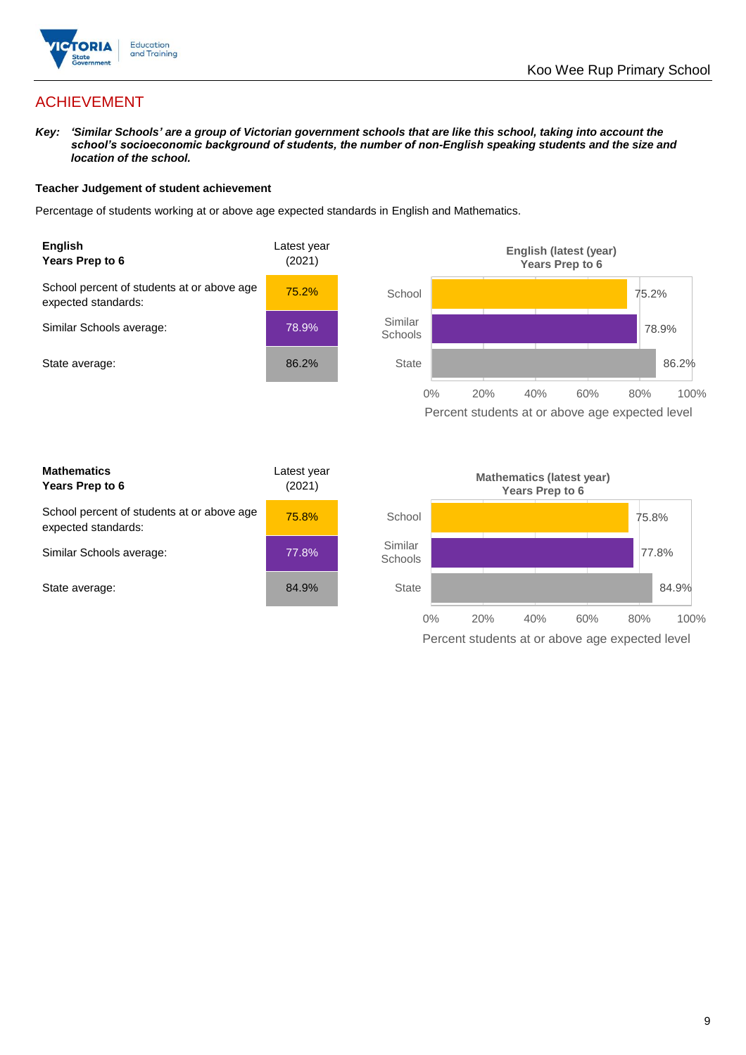# ACHIEVEMENT

***Key:** 'Similar Schools' are a group of Victorian government schools that are like this school, taking into account the school's socioeconomic background of students, the number of non-English speaking students and the size and location of the school.*

**Teacher Judgement of student achievement**

Percentage of students working at or above age expected standards in English and Mathematics.

| **English Years Prep to 6** | Latest year (2021) |
|---|---|
| School percent of students at or above age expected standards: | 75.2% |
| Similar Schools average: | 78.9% |
| State average: | 86.2% |

**English (latest (year) Years Prep to 6**

| | Percent students at or above age expected level |
|---|---|
| School | 75.2% |
| Similar Schools | 78.9% |
| State | 86.2% |

| **Mathematics Years Prep to 6** | Latest year (2021) |
|---|---|
| School percent of students at or above age expected standards: | 75.8% |
| Similar Schools average: | 77.8% |
| State average: | 84.9% |

**Mathematics (latest year) Years Prep to 6**

| | Percent students at or above age expected level |
|---|---|
| School | 75.8% |
| Similar Schools | 77.8% |
| State | 84.9% |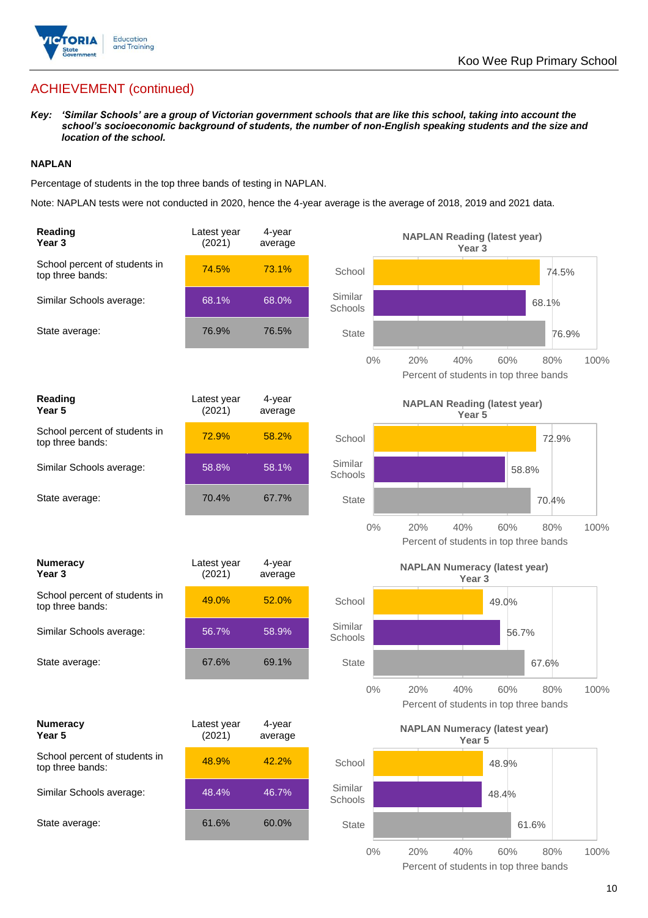## ACHIEVEMENT (continued)

***Key:*** ***'Similar Schools' are a group of Victorian government schools that are like this school, taking into account the school's socioeconomic background of students, the number of non-English speaking students and the size and location of the school.***

### NAPLAN

Percentage of students in the top three bands of testing in NAPLAN.

Note: NAPLAN tests were not conducted in 2020, hence the 4-year average is the average of 2018, 2019 and 2021 data.

| **Reading Year 3** | Latest year (2021) | 4-year average |
|---|---|---|
| School percent of students in top three bands: | 74.5% | 73.1% |
| Similar Schools average: | 68.1% | 68.0% |
| State average: | 76.9% | 76.5% |

**NAPLAN Reading (latest year) Year 3**

| | Percent of students in top three bands |
|---|---|
| School | 74.5% |
| Similar Schools | 68.1% |
| State | 76.9% |

| **Reading Year 5** | Latest year (2021) | 4-year average |
|---|---|---|
| School percent of students in top three bands: | 72.9% | 58.2% |
| Similar Schools average: | 58.8% | 58.1% |
| State average: | 70.4% | 67.7% |

**NAPLAN Reading (latest year) Year 5**

| | Percent of students in top three bands |
|---|---|
| School | 72.9% |
| Similar Schools | 58.8% |
| State | 70.4% |

| **Numeracy Year 3** | Latest year (2021) | 4-year average |
|---|---|---|
| School percent of students in top three bands: | 49.0% | 52.0% |
| Similar Schools average: | 56.7% | 58.9% |
| State average: | 67.6% | 69.1% |

**NAPLAN Numeracy (latest year) Year 3**

| | Percent of students in top three bands |
|---|---|
| School | 49.0% |
| Similar Schools | 56.7% |
| State | 67.6% |

| **Numeracy Year 5** | Latest year (2021) | 4-year average |
|---|---|---|
| School percent of students in top three bands: | 48.9% | 42.2% |
| Similar Schools average: | 48.4% | 46.7% |
| State average: | 61.6% | 60.0% |

**NAPLAN Numeracy (latest year) Year 5**

| | Percent of students in top three bands |
|---|---|
| School | 48.9% |
| Similar Schools | 48.4% |
| State | 61.6% |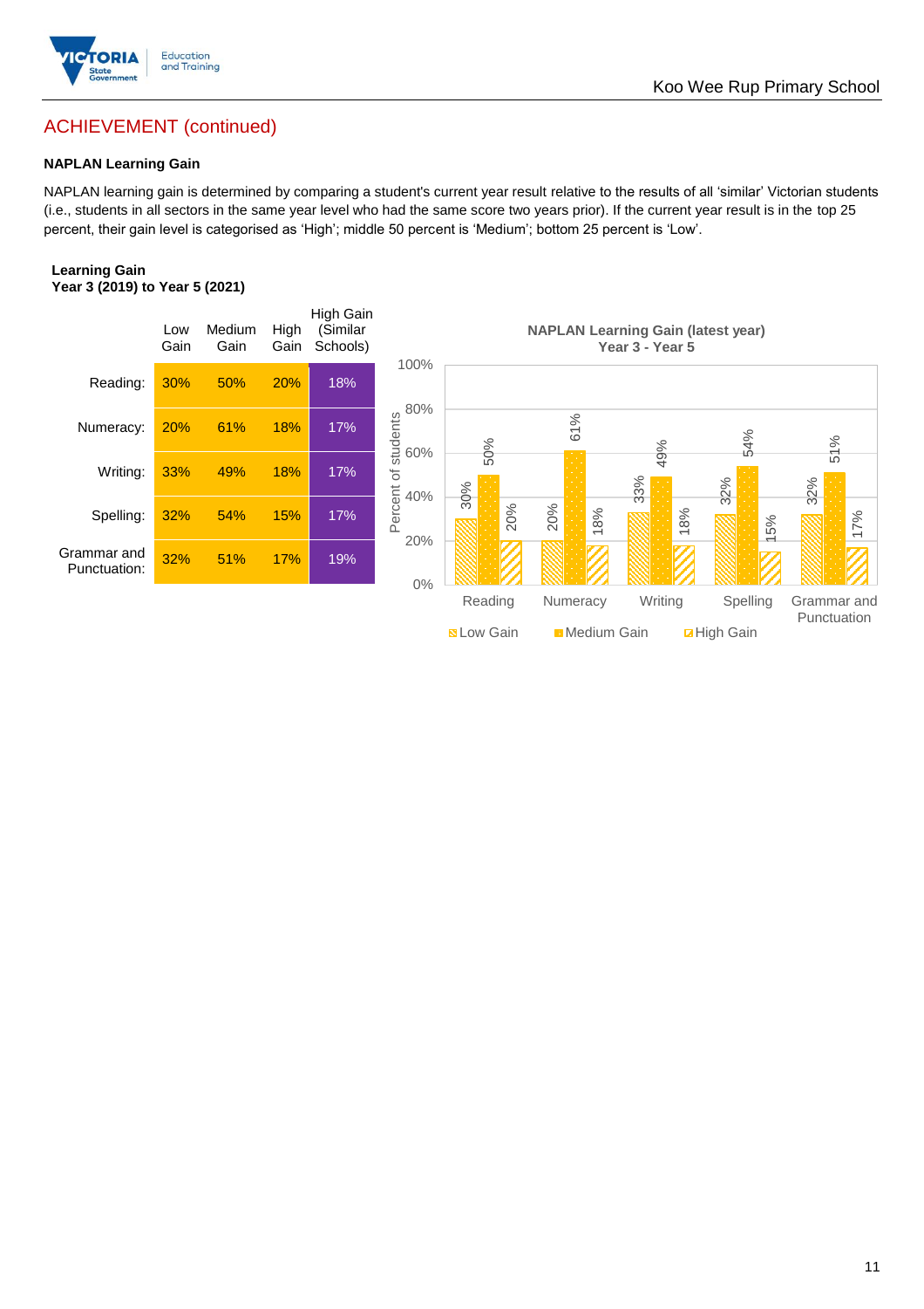## ACHIEVEMENT (continued)

**NAPLAN Learning Gain**

NAPLAN learning gain is determined by comparing a student's current year result relative to the results of all 'similar' Victorian students (i.e., students in all sectors in the same year level who had the same score two years prior). If the current year result is in the top 25 percent, their gain level is categorised as 'High'; middle 50 percent is 'Medium'; bottom 25 percent is 'Low'.

**Learning Gain**
**Year 3 (2019) to Year 5 (2021)**

| | Low Gain | Medium Gain | High Gain | High Gain (Similar Schools) |
|---|---|---|---|---|
| Reading: | 30% | 50% | 20% | 18% |
| Numeracy: | 20% | 61% | 18% | 17% |
| Writing: | 33% | 49% | 18% | 17% |
| Spelling: | 32% | 54% | 15% | 17% |
| Grammar and Punctuation: | 32% | 51% | 17% | 19% |

**NAPLAN Learning Gain (latest year)**
**Year 3 - Year 5**

| | Low Gain | Medium Gain | High Gain |
|---|---|---|---|
| Reading | 30% | 50% | 20% |
| Numeracy | 20% | 61% | 18% |
| Writing | 33% | 49% | 18% |
| Spelling | 32% | 54% | 15% |
| Grammar and Punctuation | 32% | 51% | 17% |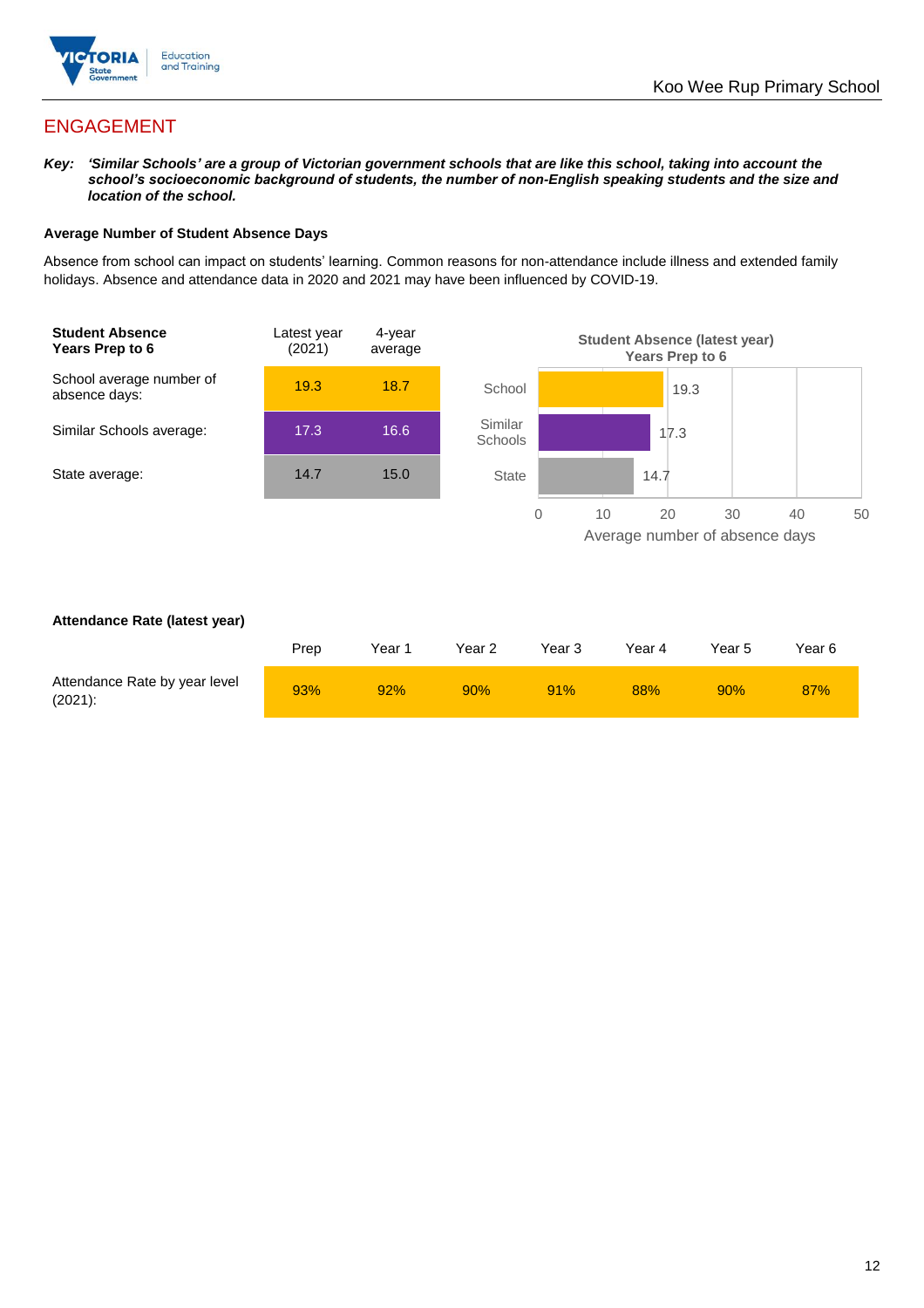## ENGAGEMENT

***Key:*** ***'Similar Schools' are a group of Victorian government schools that are like this school, taking into account the school's socioeconomic background of students, the number of non-English speaking students and the size and location of the school.***

### Average Number of Student Absence Days

Absence from school can impact on students' learning. Common reasons for non-attendance include illness and extended family holidays. Absence and attendance data in 2020 and 2021 may have been influenced by COVID-19.

| **Student Absence Years Prep to 6** | Latest year (2021) | 4-year average |
|---|---|---|
| School average number of absence days: | 19.3 | 18.7 |
| Similar Schools average: | 17.3 | 16.6 |
| State average: | 14.7 | 15.0 |

**Student Absence (latest year) Years Prep to 6**

| | Average number of absence days |
|---|---|
| School | 19.3 |
| Similar Schools | 17.3 |
| State | 14.7 |

### Attendance Rate (latest year)

| | Prep | Year 1 | Year 2 | Year 3 | Year 4 | Year 5 | Year 6 |
|---|---|---|---|---|---|---|---|
| Attendance Rate by year level (2021): | 93% | 92% | 90% | 91% | 88% | 90% | 87% |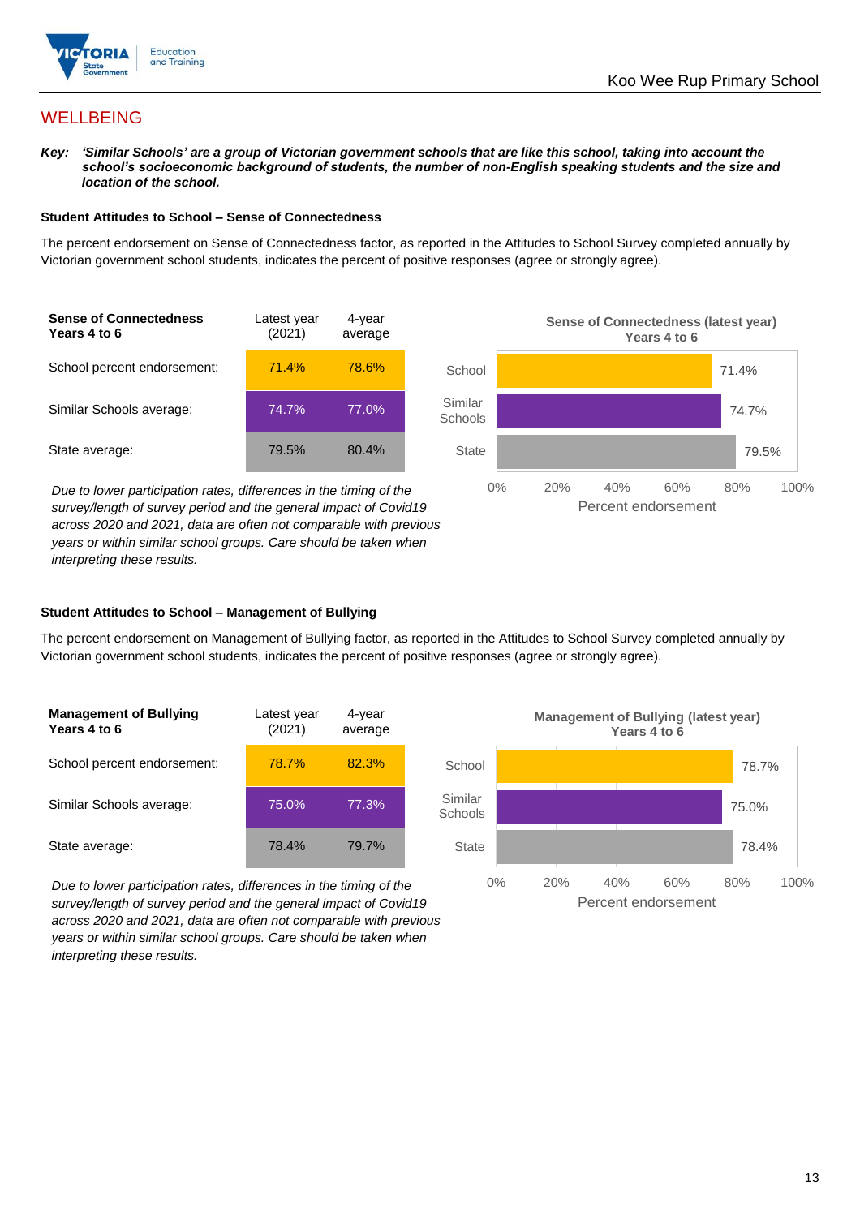## WELLBEING

***Key:*** ***'Similar Schools' are a group of Victorian government schools that are like this school, taking into account the school's socioeconomic background of students, the number of non-English speaking students and the size and location of the school.***

### Student Attitudes to School – Sense of Connectedness

The percent endorsement on Sense of Connectedness factor, as reported in the Attitudes to School Survey completed annually by Victorian government school students, indicates the percent of positive responses (agree or strongly agree).

| Sense of Connectedness Years 4 to 6 | Latest year (2021) | 4-year average |
|---|---|---|
| School percent endorsement: | 71.4% | 78.6% |
| Similar Schools average: | 74.7% | 77.0% |
| State average: | 79.5% | 80.4% |

*Due to lower participation rates, differences in the timing of the survey/length of survey period and the general impact of Covid19 across 2020 and 2021, data are often not comparable with previous years or within similar school groups. Care should be taken when interpreting these results.*

**Sense of Connectedness (latest year) Years 4 to 6**

| | Percent endorsement |
|---|---|
| School | 71.4% |
| Similar Schools | 74.7% |
| State | 79.5% |

### Student Attitudes to School – Management of Bullying

The percent endorsement on Management of Bullying factor, as reported in the Attitudes to School Survey completed annually by Victorian government school students, indicates the percent of positive responses (agree or strongly agree).

| Management of Bullying Years 4 to 6 | Latest year (2021) | 4-year average |
|---|---|---|
| School percent endorsement: | 78.7% | 82.3% |
| Similar Schools average: | 75.0% | 77.3% |
| State average: | 78.4% | 79.7% |

*Due to lower participation rates, differences in the timing of the survey/length of survey period and the general impact of Covid19 across 2020 and 2021, data are often not comparable with previous years or within similar school groups. Care should be taken when interpreting these results.*

**Management of Bullying (latest year) Years 4 to 6**

| | Percent endorsement |
|---|---|
| School | 78.7% |
| Similar Schools | 75.0% |
| State | 78.4% |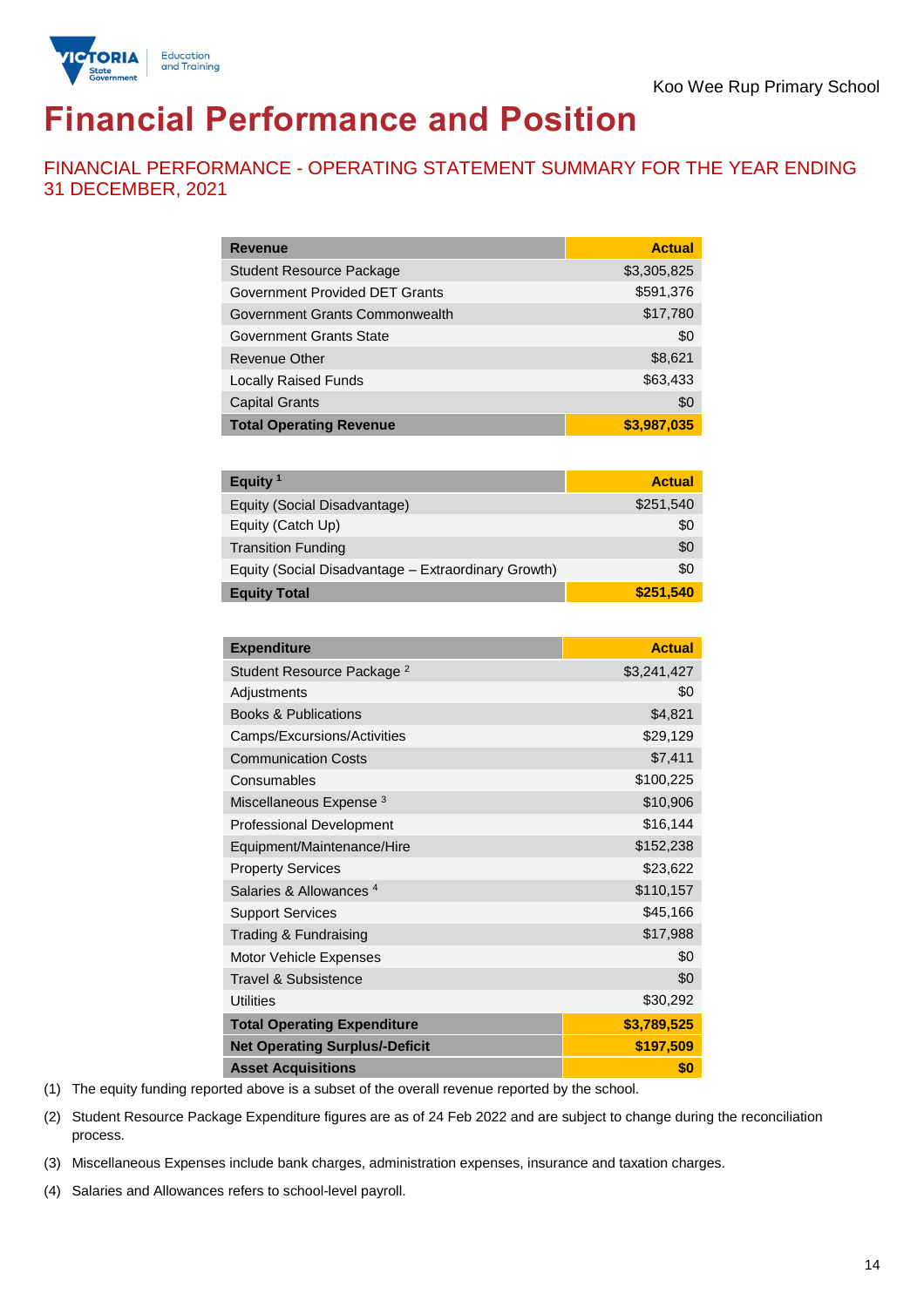Koo Wee Rup Primary School

# Financial Performance and Position

## FINANCIAL PERFORMANCE - OPERATING STATEMENT SUMMARY FOR THE YEAR ENDING 31 DECEMBER, 2021

| Revenue | Actual |
|---|---|
| Student Resource Package | $3,305,825 |
| Government Provided DET Grants | $591,376 |
| Government Grants Commonwealth | $17,780 |
| Government Grants State | $0 |
| Revenue Other | $8,621 |
| Locally Raised Funds | $63,433 |
| Capital Grants | $0 |
| **Total Operating Revenue** | **$3,987,035** |

| Equity [1] | Actual |
|---|---|
| Equity (Social Disadvantage) | $251,540 |
| Equity (Catch Up) | $0 |
| Transition Funding | $0 |
| Equity (Social Disadvantage – Extraordinary Growth) | $0 |
| **Equity Total** | **$251,540** |

| Expenditure | Actual |
|---|---|
| Student Resource Package [2] | $3,241,427 |
| Adjustments | $0 |
| Books & Publications | $4,821 |
| Camps/Excursions/Activities | $29,129 |
| Communication Costs | $7,411 |
| Consumables | $100,225 |
| Miscellaneous Expense [3] | $10,906 |
| Professional Development | $16,144 |
| Equipment/Maintenance/Hire | $152,238 |
| Property Services | $23,622 |
| Salaries & Allowances [4] | $110,157 |
| Support Services | $45,166 |
| Trading & Fundraising | $17,988 |
| Motor Vehicle Expenses | $0 |
| Travel & Subsistence | $0 |
| Utilities | $30,292 |
| **Total Operating Expenditure** | **$3,789,525** |
| **Net Operating Surplus/-Deficit** | **$197,509** |
| **Asset Acquisitions** | **$0** |

(1) The equity funding reported above is a subset of the overall revenue reported by the school.

(2) Student Resource Package Expenditure figures are as of 24 Feb 2022 and are subject to change during the reconciliation process.

(3) Miscellaneous Expenses include bank charges, administration expenses, insurance and taxation charges.

(4) Salaries and Allowances refers to school-level payroll.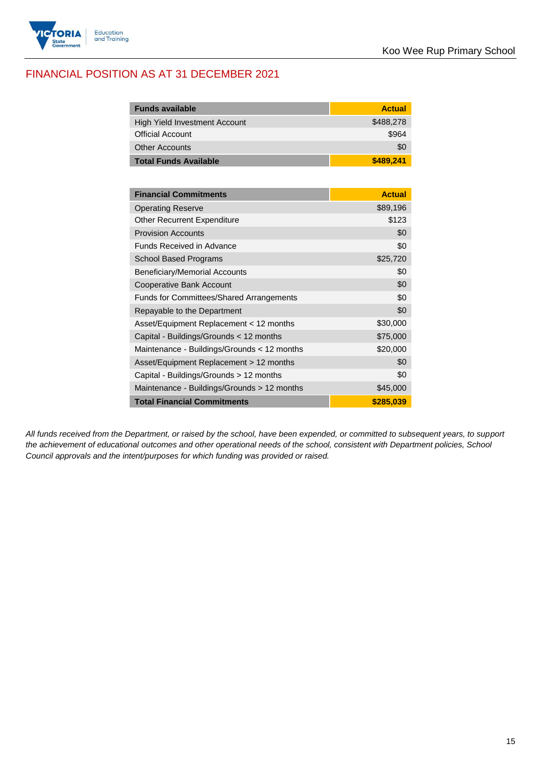# FINANCIAL POSITION AS AT 31 DECEMBER 2021

| Funds available | Actual |
| --- | --- |
| High Yield Investment Account | $488,278 |
| Official Account | $964 |
| Other Accounts | $0 |
| **Total Funds Available** | **$489,241** |

| Financial Commitments | Actual |
| --- | --- |
| Operating Reserve | $89,196 |
| Other Recurrent Expenditure | $123 |
| Provision Accounts | $0 |
| Funds Received in Advance | $0 |
| School Based Programs | $25,720 |
| Beneficiary/Memorial Accounts | $0 |
| Cooperative Bank Account | $0 |
| Funds for Committees/Shared Arrangements | $0 |
| Repayable to the Department | $0 |
| Asset/Equipment Replacement < 12 months | $30,000 |
| Capital - Buildings/Grounds < 12 months | $75,000 |
| Maintenance - Buildings/Grounds < 12 months | $20,000 |
| Asset/Equipment Replacement > 12 months | $0 |
| Capital - Buildings/Grounds > 12 months | $0 |
| Maintenance - Buildings/Grounds > 12 months | $45,000 |
| **Total Financial Commitments** | **$285,039** |

*All funds received from the Department, or raised by the school, have been expended, or committed to subsequent years, to support the achievement of educational outcomes and other operational needs of the school, consistent with Department policies, School Council approvals and the intent/purposes for which funding was provided or raised.*